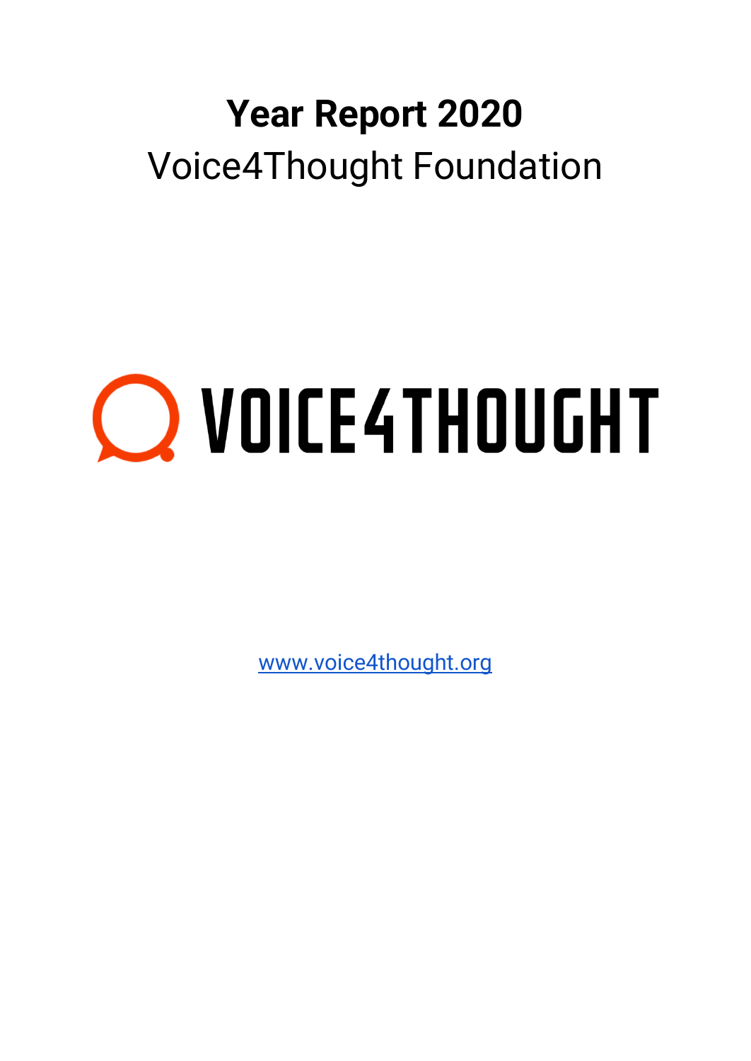# Year Report 2020

Voice4Thought Foundation

VOICE4THOUGHT

[www.voice4thought.org](http://www.voice4thought.org)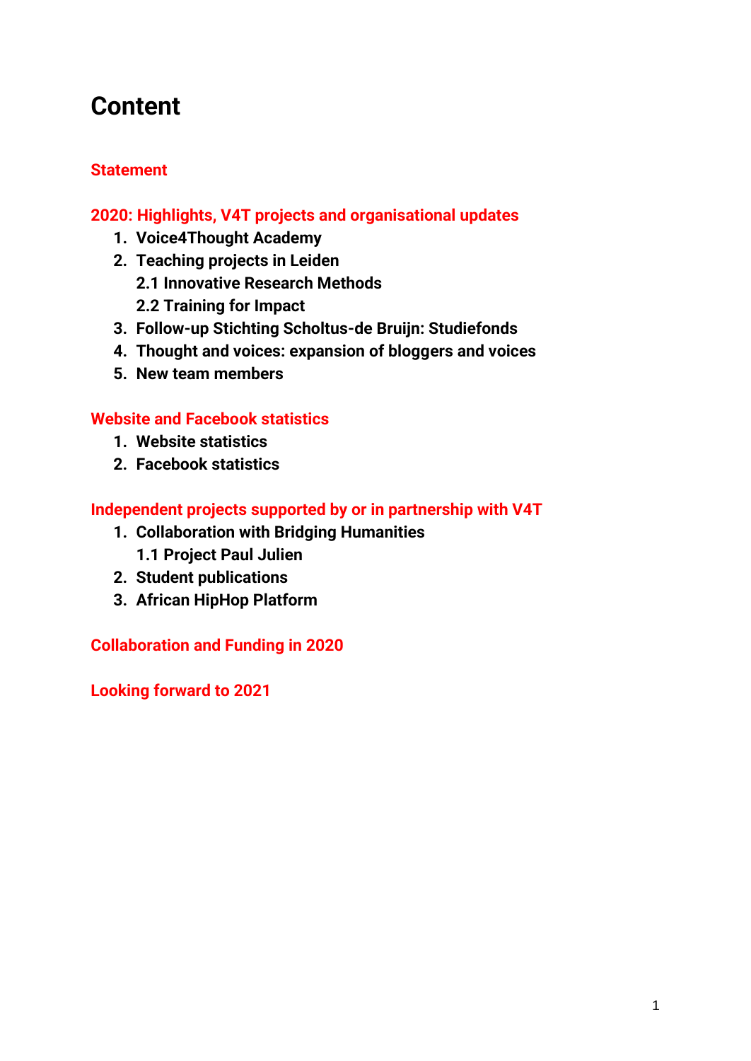# Content

## Statement

## 2020: Highlights, V4T projects and organisational updates

1. **Voice4Thought Academy**
2. **Teaching projects in Leiden**
   **2.1 Innovative Research Methods**
   **2.2 Training for Impact**
3. **Follow-up Stichting Scholtus-de Bruijn: Studiefonds**
4. **Thought and voices: expansion of bloggers and voices**
5. **New team members**

## Website and Facebook statistics

1. **Website statistics**
2. **Facebook statistics**

## Independent projects supported by or in partnership with V4T

1. **Collaboration with Bridging Humanities**
   **1.1 Project Paul Julien**
2. **Student publications**
3. **African HipHop Platform**

## Collaboration and Funding in 2020

## Looking forward to 2021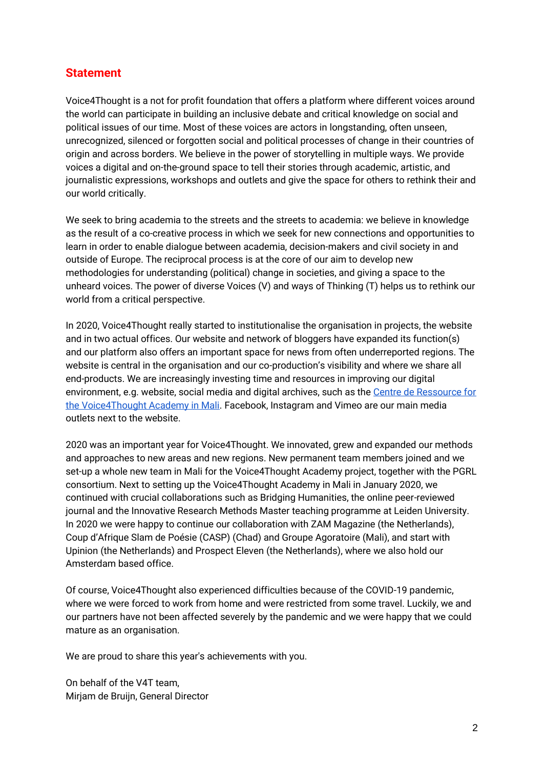## Statement

Voice4Thought is a not for profit foundation that offers a platform where different voices around the world can participate in building an inclusive debate and critical knowledge on social and political issues of our time. Most of these voices are actors in longstanding, often unseen, unrecognized, silenced or forgotten social and political processes of change in their countries of origin and across borders. We believe in the power of storytelling in multiple ways. We provide voices a digital and on-the-ground space to tell their stories through academic, artistic, and journalistic expressions, workshops and outlets and give the space for others to rethink their and our world critically.

We seek to bring academia to the streets and the streets to academia: we believe in knowledge as the result of a co-creative process in which we seek for new connections and opportunities to learn in order to enable dialogue between academia, decision-makers and civil society in and outside of Europe. The reciprocal process is at the core of our aim to develop new methodologies for understanding (political) change in societies, and giving a space to the unheard voices. The power of diverse Voices (V) and ways of Thinking (T) helps us to rethink our world from a critical perspective.

In 2020, Voice4Thought really started to institutionalise the organisation in projects, the website and in two actual offices. Our website and network of bloggers have expanded its function(s) and our platform also offers an important space for news from often underreported regions. The website is central in the organisation and our co-production's visibility and where we share all end-products. We are increasingly investing time and resources in improving our digital environment, e.g. website, social media and digital archives, such as the Centre de Ressource for the Voice4Thought Academy in Mali. Facebook, Instagram and Vimeo are our main media outlets next to the website.

2020 was an important year for Voice4Thought. We innovated, grew and expanded our methods and approaches to new areas and new regions. New permanent team members joined and we set-up a whole new team in Mali for the Voice4Thought Academy project, together with the PGRL consortium. Next to setting up the Voice4Thought Academy in Mali in January 2020, we continued with crucial collaborations such as Bridging Humanities, the online peer-reviewed journal and the Innovative Research Methods Master teaching programme at Leiden University. In 2020 we were happy to continue our collaboration with ZAM Magazine (the Netherlands), Coup d'Afrique Slam de Poésie (CASP) (Chad) and Groupe Agoratoire (Mali), and start with Upinion (the Netherlands) and Prospect Eleven (the Netherlands), where we also hold our Amsterdam based office.

Of course, Voice4Thought also experienced difficulties because of the COVID-19 pandemic, where we were forced to work from home and were restricted from some travel. Luckily, we and our partners have not been affected severely by the pandemic and we were happy that we could mature as an organisation.

We are proud to share this year's achievements with you.

On behalf of the V4T team,
Mirjam de Bruijn, General Director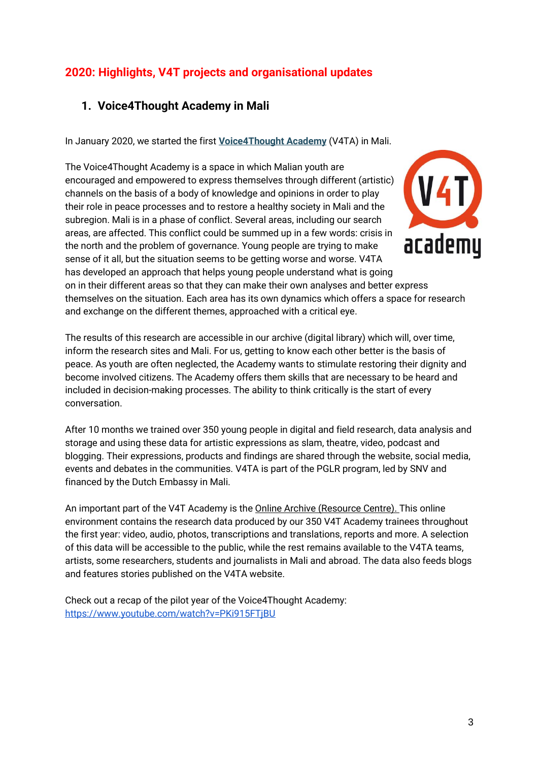## 2020: Highlights, V4T projects and organisational updates

### 1. Voice4Thought Academy in Mali

In January 2020, we started the first **Voice4Thought Academy** (V4TA) in Mali.

The Voice4Thought Academy is a space in which Malian youth are encouraged and empowered to express themselves through different (artistic) channels on the basis of a body of knowledge and opinions in order to play their role in peace processes and to restore a healthy society in Mali and the subregion. Mali is in a phase of conflict. Several areas, including our search areas, are affected. This conflict could be summed up in a few words: crisis in the north and the problem of governance. Young people are trying to make sense of it all, but the situation seems to be getting worse and worse. V4TA has developed an approach that helps young people understand what is going on in their different areas so that they can make their own analyses and better express themselves on the situation. Each area has its own dynamics which offers a space for research and exchange on the different themes, approached with a critical eye.

The results of this research are accessible in our archive (digital library) which will, over time, inform the research sites and Mali. For us, getting to know each other better is the basis of peace. As youth are often neglected, the Academy wants to stimulate restoring their dignity and become involved citizens. The Academy offers them skills that are necessary to be heard and included in decision-making processes. The ability to think critically is the start of every conversation.

After 10 months we trained over 350 young people in digital and field research, data analysis and storage and using these data for artistic expressions as slam, theatre, video, podcast and blogging. Their expressions, products and findings are shared through the website, social media, events and debates in the communities. V4TA is part of the PGLR program, led by SNV and financed by the Dutch Embassy in Mali.

An important part of the V4T Academy is the Online Archive (Resource Centre). This online environment contains the research data produced by our 350 V4T Academy trainees throughout the first year: video, audio, photos, transcriptions and translations, reports and more. A selection of this data will be accessible to the public, while the rest remains available to the V4TA teams, artists, some researchers, students and journalists in Mali and abroad. The data also feeds blogs and features stories published on the V4TA website.

Check out a recap of the pilot year of the Voice4Thought Academy:
https://www.youtube.com/watch?v=PKi915FTjBU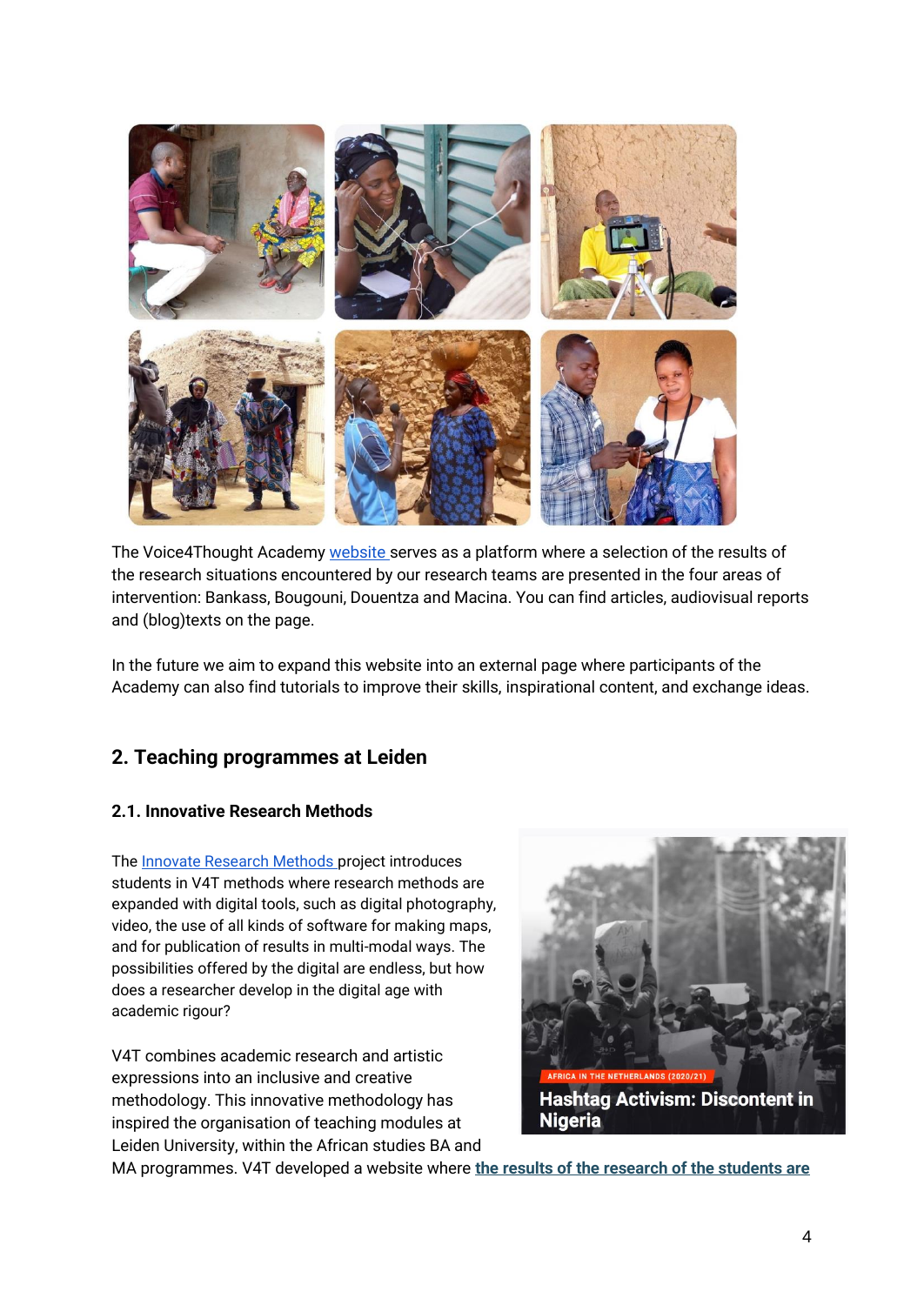The Voice4Thought Academy website serves as a platform where a selection of the results of the research situations encountered by our research teams are presented in the four areas of intervention: Bankass, Bougouni, Douentza and Macina. You can find articles, audiovisual reports and (blog)texts on the page.

In the future we aim to expand this website into an external page where participants of the Academy can also find tutorials to improve their skills, inspirational content, and exchange ideas.

## 2. Teaching programmes at Leiden

### 2.1. Innovative Research Methods

The Innovate Research Methods project introduces students in V4T methods where research methods are expanded with digital tools, such as digital photography, video, the use of all kinds of software for making maps, and for publication of results in multi-modal ways. The possibilities offered by the digital are endless, but how does a researcher develop in the digital age with academic rigour?

V4T combines academic research and artistic expressions into an inclusive and creative methodology. This innovative methodology has inspired the organisation of teaching modules at Leiden University, within the African studies BA and MA programmes. V4T developed a website where **the results of the research of the students are**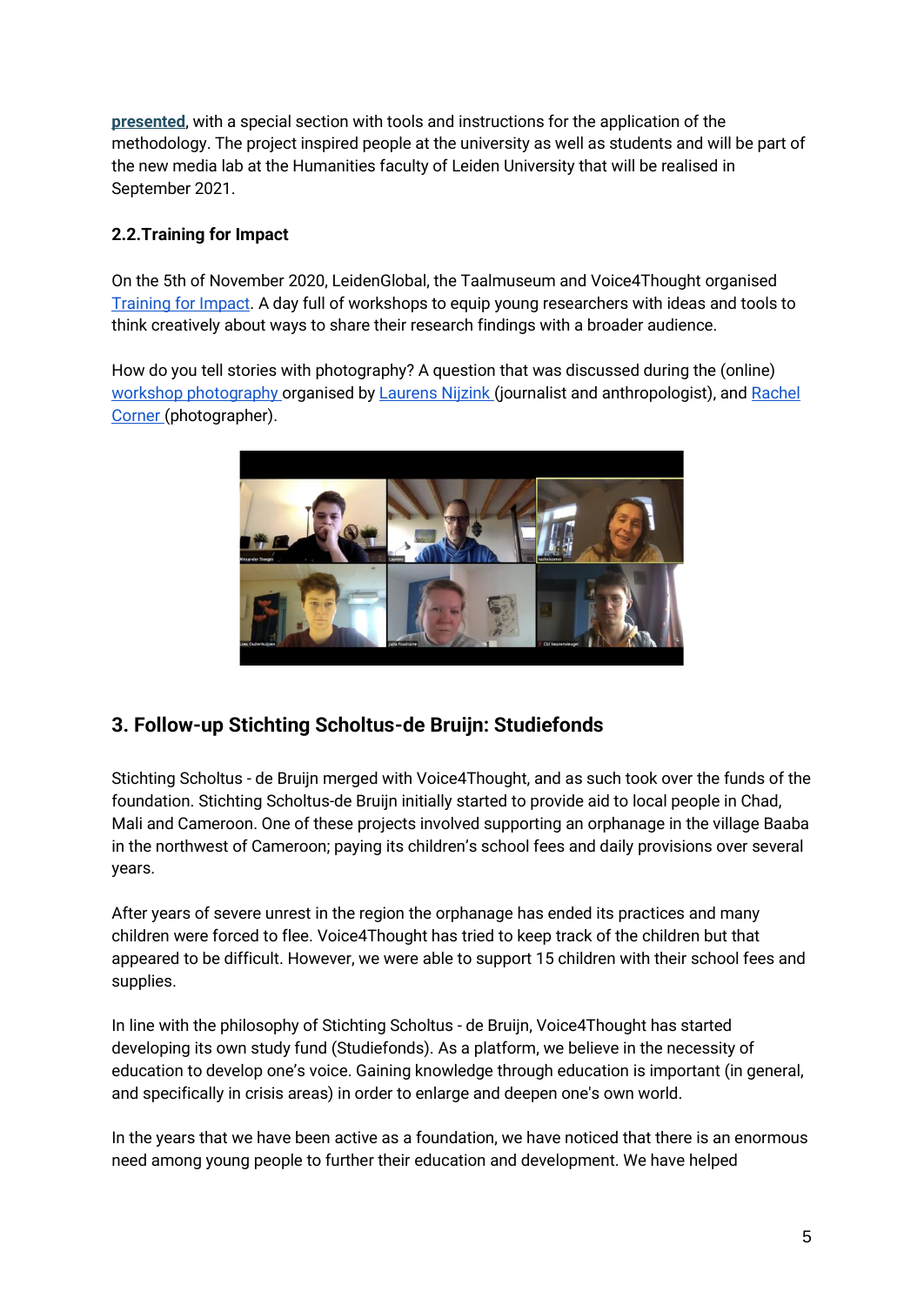**presented**, with a special section with tools and instructions for the application of the methodology. The project inspired people at the university as well as students and will be part of the new media lab at the Humanities faculty of Leiden University that will be realised in September 2021.

### 2.2. Training for Impact

On the 5th of November 2020, LeidenGlobal, the Taalmuseum and Voice4Thought organised Training for Impact. A day full of workshops to equip young researchers with ideas and tools to think creatively about ways to share their research findings with a broader audience.

How do you tell stories with photography? A question that was discussed during the (online) workshop photography organised by Laurens Nijzink (journalist and anthropologist), and Rachel Corner (photographer).

## 3. Follow-up Stichting Scholtus-de Bruijn: Studiefonds

Stichting Scholtus - de Bruijn merged with Voice4Thought, and as such took over the funds of the foundation. Stichting Scholtus-de Bruijn initially started to provide aid to local people in Chad, Mali and Cameroon. One of these projects involved supporting an orphanage in the village Baaba in the northwest of Cameroon; paying its children's school fees and daily provisions over several years.

After years of severe unrest in the region the orphanage has ended its practices and many children were forced to flee. Voice4Thought has tried to keep track of the children but that appeared to be difficult. However, we were able to support 15 children with their school fees and supplies.

In line with the philosophy of Stichting Scholtus - de Bruijn, Voice4Thought has started developing its own study fund (Studiefonds). As a platform, we believe in the necessity of education to develop one's voice. Gaining knowledge through education is important (in general, and specifically in crisis areas) in order to enlarge and deepen one's own world.

In the years that we have been active as a foundation, we have noticed that there is an enormous need among young people to further their education and development. We have helped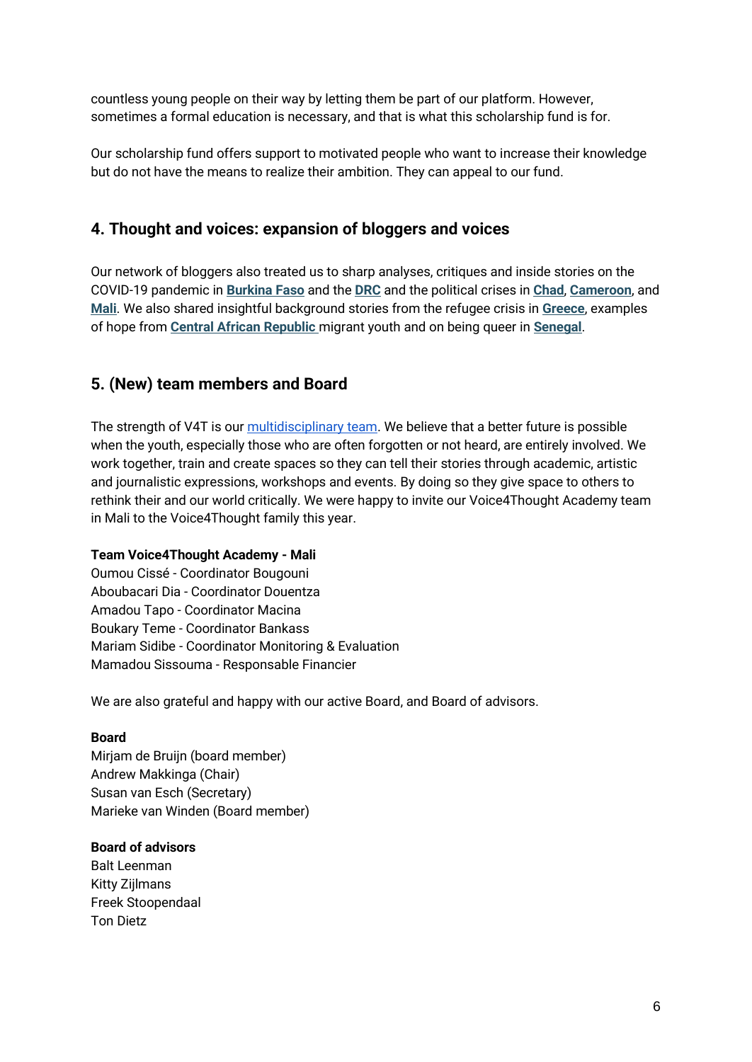countless young people on their way by letting them be part of our platform. However, sometimes a formal education is necessary, and that is what this scholarship fund is for.

Our scholarship fund offers support to motivated people who want to increase their knowledge but do not have the means to realize their ambition. They can appeal to our fund.

## 4. Thought and voices: expansion of bloggers and voices

Our network of bloggers also treated us to sharp analyses, critiques and inside stories on the COVID-19 pandemic in **Burkina Faso** and the **DRC** and the political crises in **Chad**, **Cameroon**, and **Mali**. We also shared insightful background stories from the refugee crisis in **Greece**, examples of hope from **Central African Republic** migrant youth and on being queer in **Senegal**.

## 5. (New) team members and Board

The strength of V4T is our multidisciplinary team. We believe that a better future is possible when the youth, especially those who are often forgotten or not heard, are entirely involved. We work together, train and create spaces so they can tell their stories through academic, artistic and journalistic expressions, workshops and events. By doing so they give space to others to rethink their and our world critically. We were happy to invite our Voice4Thought Academy team in Mali to the Voice4Thought family this year.

**Team Voice4Thought Academy - Mali**
Oumou Cissé - Coordinator Bougouni
Aboubacari Dia - Coordinator Douentza
Amadou Tapo - Coordinator Macina
Boukary Teme - Coordinator Bankass
Mariam Sidibe - Coordinator Monitoring & Evaluation
Mamadou Sissouma - Responsable Financier

We are also grateful and happy with our active Board, and Board of advisors.

**Board**
Mirjam de Bruijn (board member)
Andrew Makkinga (Chair)
Susan van Esch (Secretary)
Marieke van Winden (Board member)

**Board of advisors**
Balt Leenman
Kitty Zijlmans
Freek Stoopendaal
Ton Dietz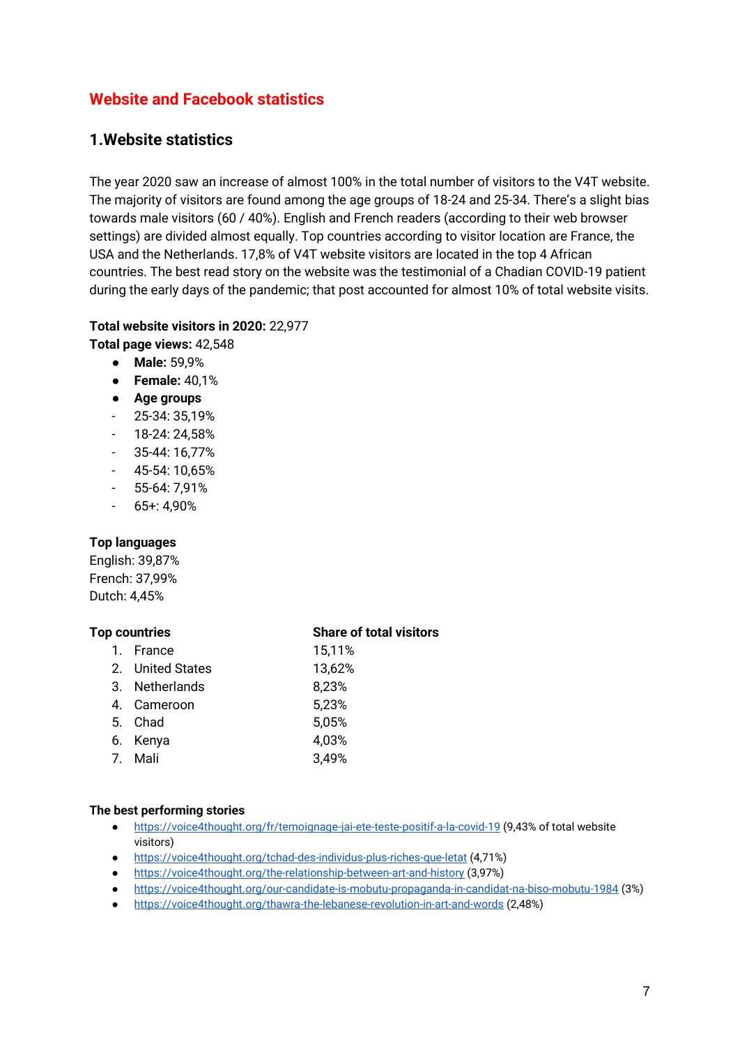# Website and Facebook statistics

## 1.Website statistics

The year 2020 saw an increase of almost 100% in the total number of visitors to the V4T website. The majority of visitors are found among the age groups of 18-24 and 25-34. There's a slight bias towards male visitors (60 / 40%). English and French readers (according to their web browser settings) are divided almost equally. Top countries according to visitor location are France, the USA and the Netherlands. 17,8% of V4T website visitors are located in the top 4 African countries. The best read story on the website was the testimonial of a Chadian COVID-19 patient during the early days of the pandemic; that post accounted for almost 10% of total website visits.

**Total website visitors in 2020:** 22,977
**Total page views:** 42,548

- **Male:** 59,9%
- **Female:** 40,1%
- **Age groups**
  - 25-34: 35,19%
  - 18-24: 24,58%
  - 35-44: 16,77%
  - 45-54: 10,65%
  - 55-64: 7,91%
  - 65+: 4,90%

**Top languages**
English: 39,87%
French: 37,99%
Dutch: 4,45%

| Top countries | Share of total visitors |
|---|---|
| 1. France | 15,11% |
| 2. United States | 13,62% |
| 3. Netherlands | 8,23% |
| 4. Cameroon | 5,23% |
| 5. Chad | 5,05% |
| 6. Kenya | 4,03% |
| 7. Mali | 3,49% |

**The best performing stories**

- https://voice4thought.org/fr/temoignage-jai-ete-teste-positif-a-la-covid-19 (9,43% of total website visitors)
- https://voice4thought.org/tchad-des-individus-plus-riches-que-letat (4,71%)
- https://voice4thought.org/the-relationship-between-art-and-history (3,97%)
- https://voice4thought.org/our-candidate-is-mobutu-propaganda-in-candidat-na-biso-mobutu-1984 (3%)
- https://voice4thought.org/thawra-the-lebanese-revolution-in-art-and-words (2,48%)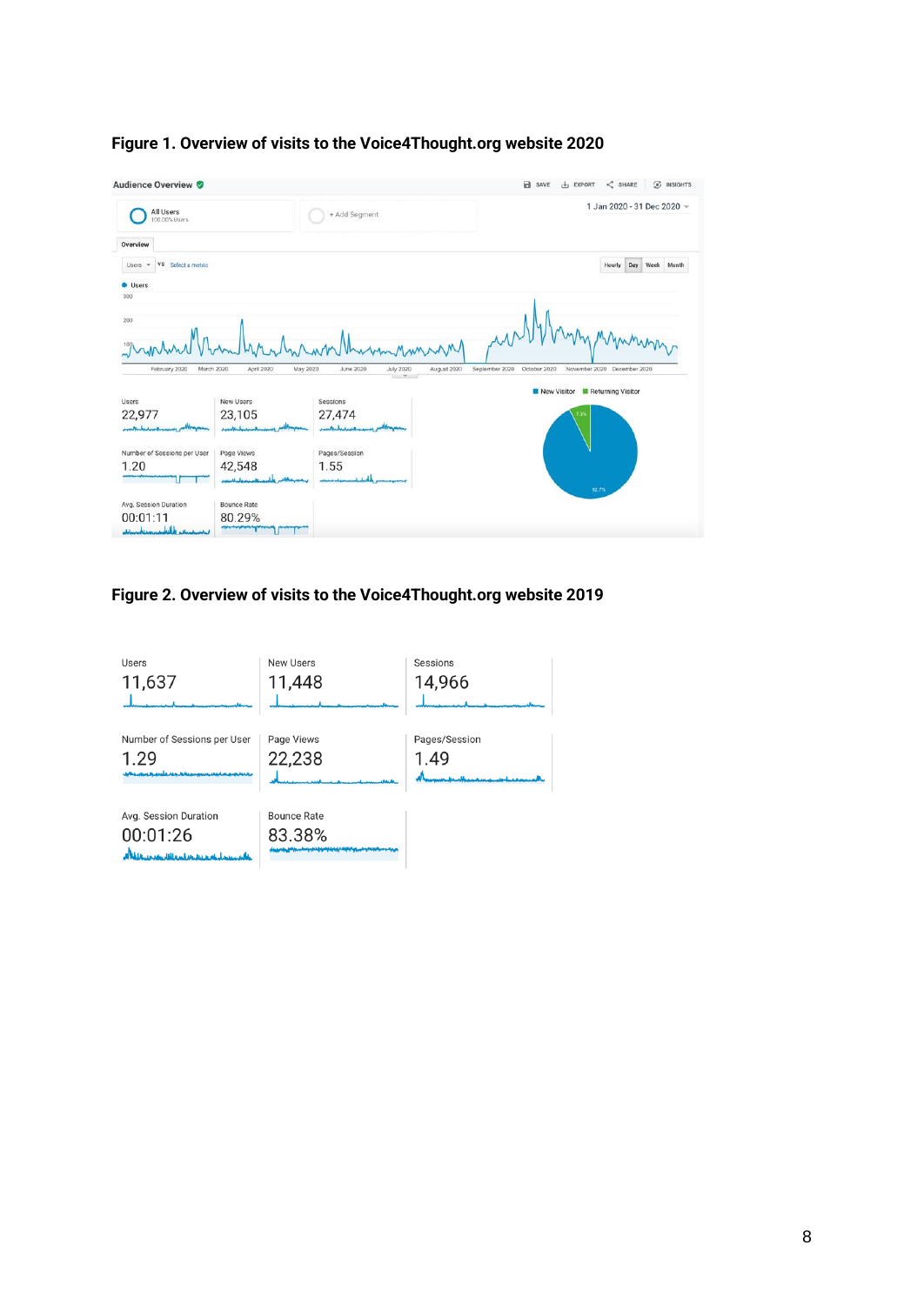**Figure 1. Overview of visits to the Voice4Thought.org website 2020**

Audience Overview

All Users 100.00% Users

1 Jan 2020 - 31 Dec 2020

| Users | New Users | Sessions |
|---|---|---|
| 22,977 | 23,105 | 27,474 |
| **Number of Sessions per User** | **Page Views** | **Pages/Session** |
| 1.20 | 42,548 | 1.55 |
| **Avg. Session Duration** | **Bounce Rate** | |
| 00:01:11 | 80.29% | |

New Visitor 92.7% / Returning Visitor 7.3%

**Figure 2. Overview of visits to the Voice4Thought.org website 2019**

| Users | New Users | Sessions |
|---|---|---|
| 11,637 | 11,448 | 14,966 |
| **Number of Sessions per User** | **Page Views** | **Pages/Session** |
| 1.29 | 22,238 | 1.49 |
| **Avg. Session Duration** | **Bounce Rate** | |
| 00:01:26 | 83.38% | |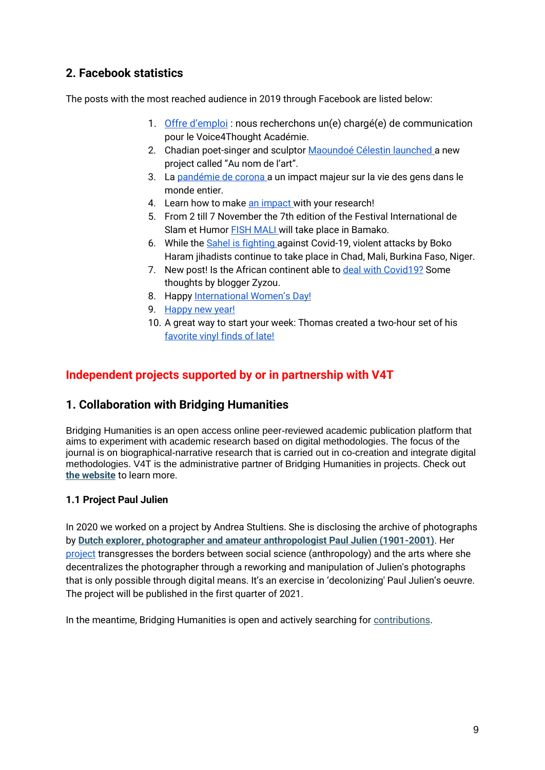## 2. Facebook statistics

The posts with the most reached audience in 2019 through Facebook are listed below:

1. Offre d'emploi : nous recherchons un(e) chargé(e) de communication pour le Voice4Thought Académie.
2. Chadian poet-singer and sculptor Maoundoé Célestin launched a new project called "Au nom de l'art".
3. La pandémie de corona a un impact majeur sur la vie des gens dans le monde entier.
4. Learn how to make an impact with your research!
5. From 2 till 7 November the 7th edition of the Festival International de Slam et Humor FISH MALI will take place in Bamako.
6. While the Sahel is fighting against Covid-19, violent attacks by Boko Haram jihadists continue to take place in Chad, Mali, Burkina Faso, Niger.
7. New post! Is the African continent able to deal with Covid19? Some thoughts by blogger Zyzou.
8. Happy International Women's Day!
9. Happy new year!
10. A great way to start your week: Thomas created a two-hour set of his favorite vinyl finds of late!

# Independent projects supported by or in partnership with V4T

## 1. Collaboration with Bridging Humanities

Bridging Humanities is an open access online peer-reviewed academic publication platform that aims to experiment with academic research based on digital methodologies. The focus of the journal is on biographical-narrative research that is carried out in co-creation and integrate digital methodologies. V4T is the administrative partner of Bridging Humanities in projects. Check out **the website** to learn more.

### 1.1 Project Paul Julien

In 2020 we worked on a project by Andrea Stultiens. She is disclosing the archive of photographs by **Dutch explorer, photographer and amateur anthropologist Paul Julien (1901-2001)**. Her project transgresses the borders between social science (anthropology) and the arts where she decentralizes the photographer through a reworking and manipulation of Julien's photographs that is only possible through digital means. It's an exercise in 'decolonizing' Paul Julien's oeuvre. The project will be published in the first quarter of 2021.

In the meantime, Bridging Humanities is open and actively searching for contributions.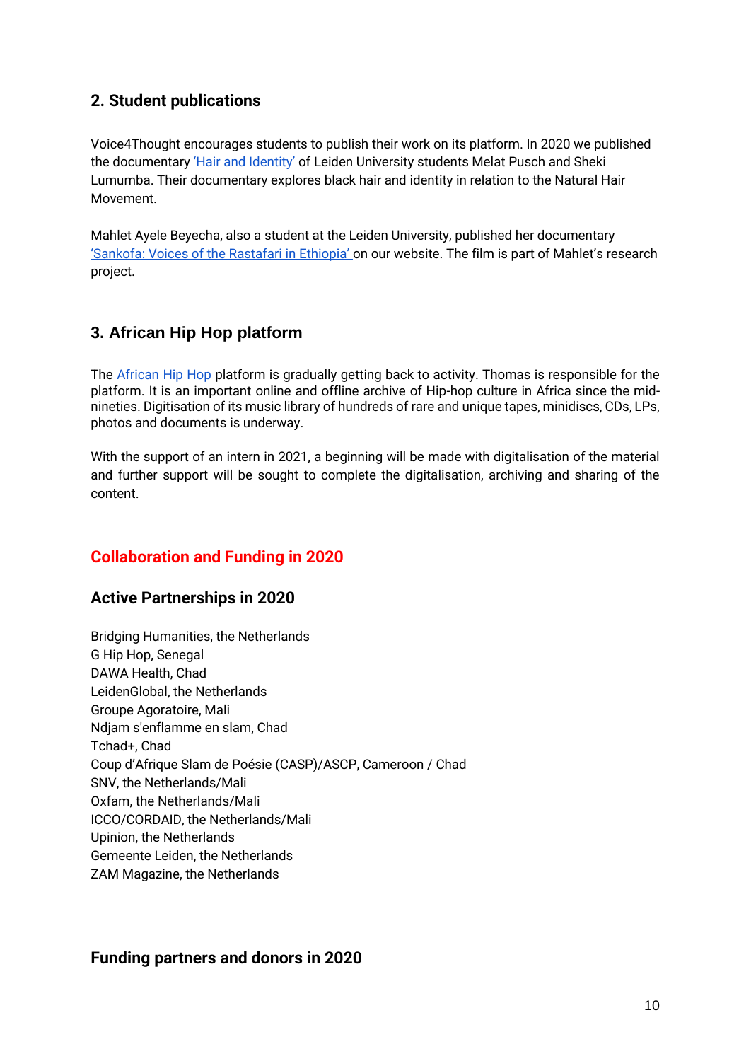## 2. Student publications

Voice4Thought encourages students to publish their work on its platform. In 2020 we published the documentary [‘Hair and Identity’]() of Leiden University students Melat Pusch and Sheki Lumumba. Their documentary explores black hair and identity in relation to the Natural Hair Movement.

Mahlet Ayele Beyecha, also a student at the Leiden University, published her documentary [‘Sankofa: Voices of the Rastafari in Ethiopia’]() on our website. The film is part of Mahlet’s research project.

## 3. African Hip Hop platform

The [African Hip Hop]() platform is gradually getting back to activity. Thomas is responsible for the platform. It is an important online and offline archive of Hip-hop culture in Africa since the mid-nineties. Digitisation of its music library of hundreds of rare and unique tapes, minidiscs, CDs, LPs, photos and documents is underway.

With the support of an intern in 2021, a beginning will be made with digitalisation of the material and further support will be sought to complete the digitalisation, archiving and sharing of the content.

# Collaboration and Funding in 2020

## Active Partnerships in 2020

Bridging Humanities, the Netherlands
G Hip Hop, Senegal
DAWA Health, Chad
LeidenGlobal, the Netherlands
Groupe Agoratoire, Mali
Ndjam s'enflamme en slam, Chad
Tchad+, Chad
Coup d’Afrique Slam de Poésie (CASP)/ASCP, Cameroon / Chad
SNV, the Netherlands/Mali
Oxfam, the Netherlands/Mali
ICCO/CORDAID, the Netherlands/Mali
Upinion, the Netherlands
Gemeente Leiden, the Netherlands
ZAM Magazine, the Netherlands

## Funding partners and donors in 2020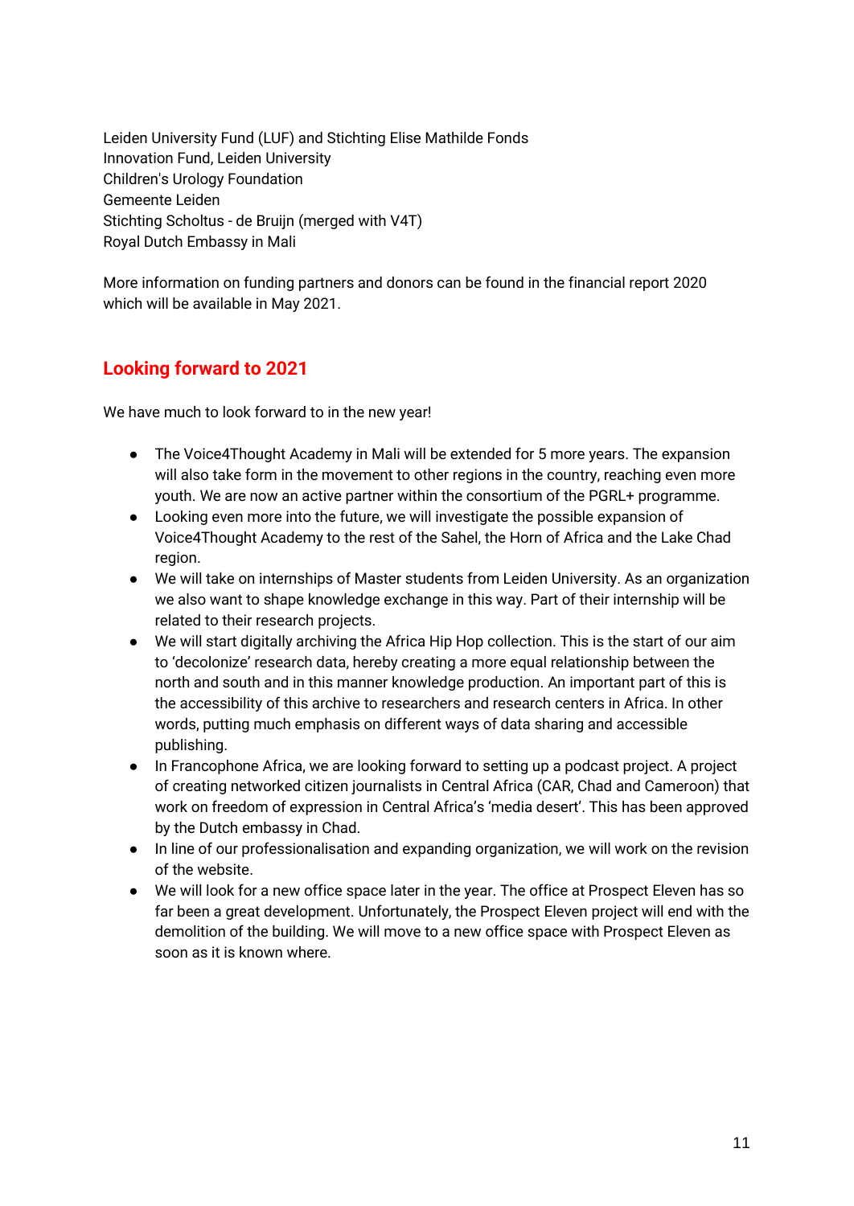Leiden University Fund (LUF) and Stichting Elise Mathilde Fonds
Innovation Fund, Leiden University
Children's Urology Foundation
Gemeente Leiden
Stichting Scholtus - de Bruijn (merged with V4T)
Royal Dutch Embassy in Mali

More information on funding partners and donors can be found in the financial report 2020 which will be available in May 2021.

## Looking forward to 2021

We have much to look forward to in the new year!

- The Voice4Thought Academy in Mali will be extended for 5 more years. The expansion will also take form in the movement to other regions in the country, reaching even more youth. We are now an active partner within the consortium of the PGRL+ programme.
- Looking even more into the future, we will investigate the possible expansion of Voice4Thought Academy to the rest of the Sahel, the Horn of Africa and the Lake Chad region.
- We will take on internships of Master students from Leiden University. As an organization we also want to shape knowledge exchange in this way. Part of their internship will be related to their research projects.
- We will start digitally archiving the Africa Hip Hop collection. This is the start of our aim to 'decolonize' research data, hereby creating a more equal relationship between the north and south and in this manner knowledge production. An important part of this is the accessibility of this archive to researchers and research centers in Africa. In other words, putting much emphasis on different ways of data sharing and accessible publishing.
- In Francophone Africa, we are looking forward to setting up a podcast project. A project of creating networked citizen journalists in Central Africa (CAR, Chad and Cameroon) that work on freedom of expression in Central Africa's 'media desert'. This has been approved by the Dutch embassy in Chad.
- In line of our professionalisation and expanding organization, we will work on the revision of the website.
- We will look for a new office space later in the year. The office at Prospect Eleven has so far been a great development. Unfortunately, the Prospect Eleven project will end with the demolition of the building. We will move to a new office space with Prospect Eleven as soon as it is known where.